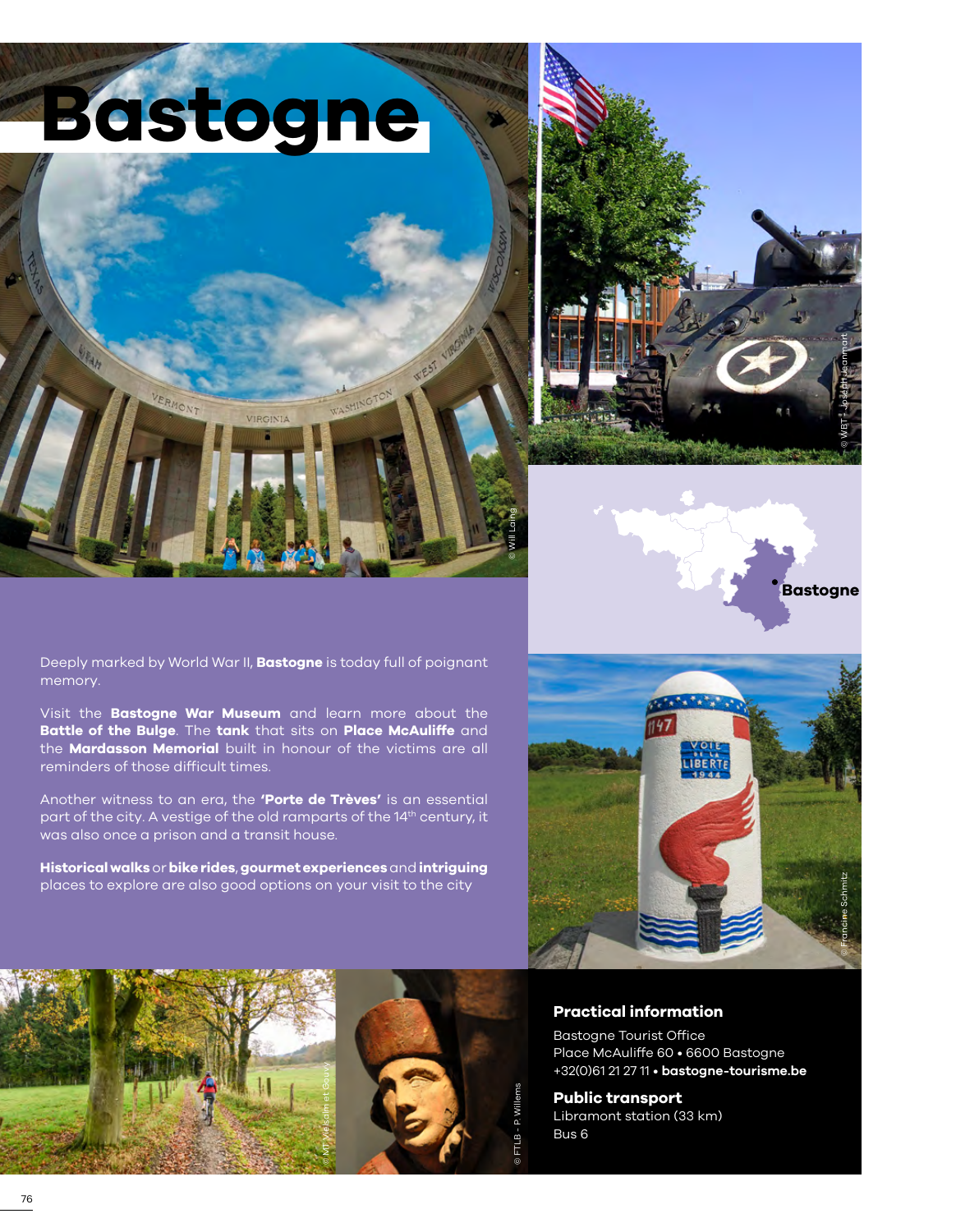# Bastogne

Deeply marked by World War II, **Bastogne** is today full of poignant memory.

Visit the **Bastogne War Museum** and learn more about the **Battle of the Bulge**. The **tank** that sits on **Place McAuliffe** and the **Mardasson Memorial** built in honour of the victims are all reminders of those difficult times.

Another witness to an era, the **'Porte de Trèves'** is an essential part of the city. A vestige of the old ramparts of the 14th century, it was also once a prison and a transit house.

**Historical walks** or **bike rides**, **gourmet experiences** and **intriguing** places to explore are also good options on your visit to the city

## Practical information

Bastogne Tourist Office
Place McAuliffe 60 • 6600 Bastogne
+32(0)61 21 27 11 • **bastogne-tourisme.be**

## Public transport

Libramont station (33 km)
Bus 6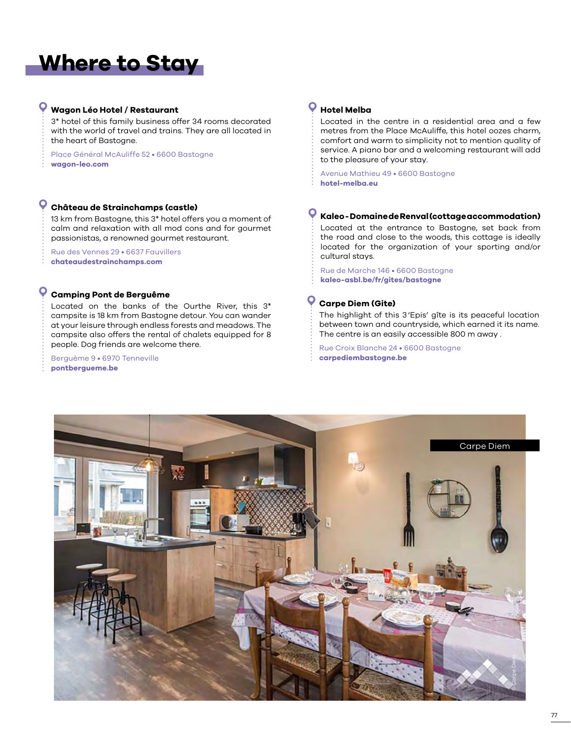# Where to Stay

### Wagon Léo Hotel / Restaurant

3* hotel of this family business offer 34 rooms decorated with the world of travel and trains. They are all located in the heart of Bastogne.

Place Général McAuliffe 52 • 6600 Bastogne
**wagon-leo.com**

### Château de Strainchamps (castle)

13 km from Bastogne, this 3* hotel offers you a moment of calm and relaxation with all mod cons and for gourmet passionistas, a renowned gourmet restaurant.

Rue des Vennes 29 • 6637 Fauvillers
**chateaudestrainchamps.com**

### Camping Pont de Berguême

Located on the banks of the Ourthe River, this 3* campsite is 18 km from Bastogne detour. You can wander at your leisure through endless forests and meadows. The campsite also offers the rental of chalets equipped for 8 people. Dog friends are welcome there.

Berguème 9 • 6970 Tenneville
**pontbergueme.be**

### Hotel Melba

Located in the centre in a residential area and a few metres from the Place McAuliffe, this hotel oozes charm, comfort and warm to simplicity not to mention quality of service. A piano bar and a welcoming restaurant will add to the pleasure of your stay.

Avenue Mathieu 49 • 6600 Bastogne
**hotel-melba.eu**

### Kaleo - Domaine de Renval (cottage accommodation)

Located at the entrance to Bastogne, set back from the road and close to the woods, this cottage is ideally located for the organization of your sporting and/or cultural stays.

Rue de Marche 146 • 6600 Bastogne
**kaleo-asbl.be/fr/gites/bastogne**

### Carpe Diem (Gite)

The highlight of this 3 'Epis' gîte is its peaceful location between town and countryside, which earned it its name. The centre is an easily accessible 800 m away .

Rue Croix Blanche 24 • 6600 Bastogne
**carpediembastogne.be**

Carpe Diem

© Carpe Diem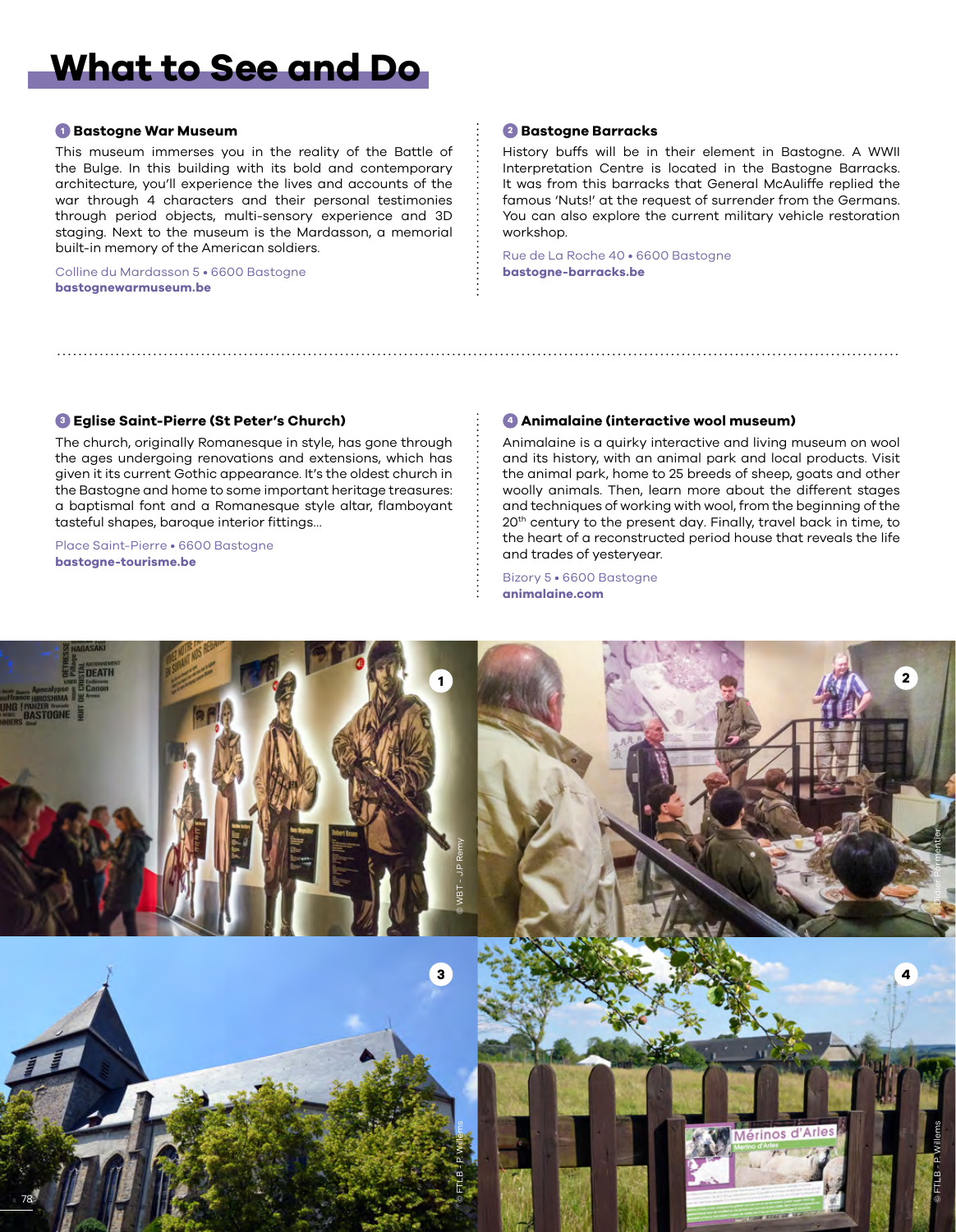# What to See and Do

### 1 Bastogne War Museum

This museum immerses you in the reality of the Battle of the Bulge. In this building with its bold and contemporary architecture, you'll experience the lives and accounts of the war through 4 characters and their personal testimonies through period objects, multi-sensory experience and 3D staging. Next to the museum is the Mardasson, a memorial built-in memory of the American soldiers.

Colline du Mardasson 5 • 6600 Bastogne
**bastognewarmuseum.be**

### 2 Bastogne Barracks

History buffs will be in their element in Bastogne. A WWII Interpretation Centre is located in the Bastogne Barracks. It was from this barracks that General McAuliffe replied the famous 'Nuts!' at the request of surrender from the Germans. You can also explore the current military vehicle restoration workshop.

Rue de La Roche 40 • 6600 Bastogne
**bastogne-barracks.be**

### 3 Eglise Saint-Pierre (St Peter's Church)

The church, originally Romanesque in style, has gone through the ages undergoing renovations and extensions, which has given it its current Gothic appearance. It's the oldest church in the Bastogne and home to some important heritage treasures: a baptismal font and a Romanesque style altar, flamboyant tasteful shapes, baroque interior fittings...

Place Saint-Pierre • 6600 Bastogne
**bastogne-tourisme.be**

### 4 Animalaine (interactive wool museum)

Animalaine is a quirky interactive and living museum on wool and its history, with an animal park and local products. Visit the animal park, home to 25 breeds of sheep, goats and other woolly animals. Then, learn more about the different stages and techniques of working with wool, from the beginning of the 20th century to the present day. Finally, travel back in time, to the heart of a reconstructed period house that reveals the life and trades of yesteryear.

Bizory 5 • 6600 Bastogne
**animalaine.com**

© WBT - JP Remy

© Didier Parmentier

© FTLB - P. Willems

© FTLB - P. Willems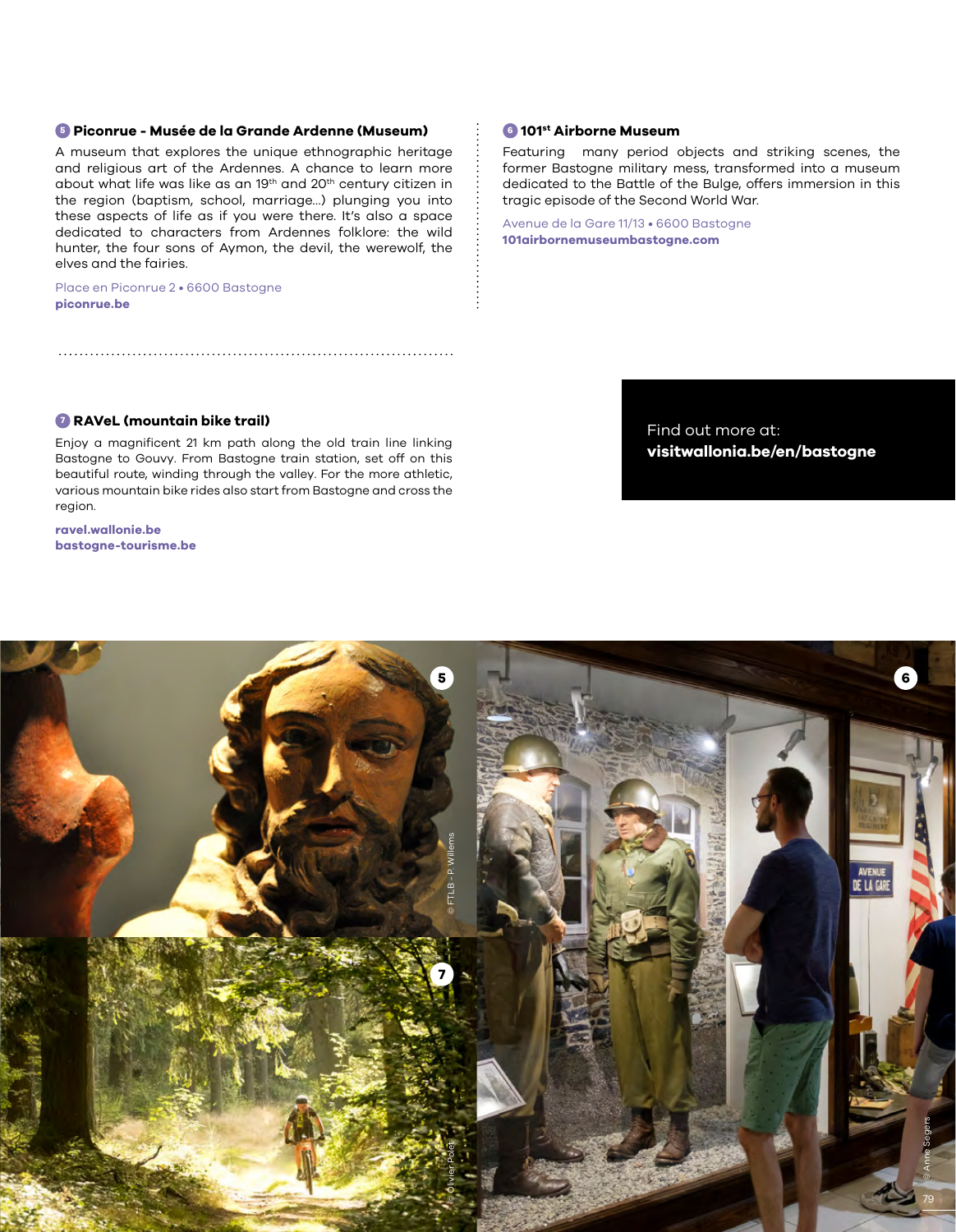### 5 Piconrue - Musée de la Grande Ardenne (Museum)

A museum that explores the unique ethnographic heritage and religious art of the Ardennes. A chance to learn more about what life was like as an 19th and 20th century citizen in the region (baptism, school, marriage…) plunging you into these aspects of life as if you were there. It's also a space dedicated to characters from Ardennes folklore: the wild hunter, the four sons of Aymon, the devil, the werewolf, the elves and the fairies.

Place en Piconrue 2 • 6600 Bastogne
**piconrue.be**

### 6 101st Airborne Museum

Featuring many period objects and striking scenes, the former Bastogne military mess, transformed into a museum dedicated to the Battle of the Bulge, offers immersion in this tragic episode of the Second World War.

Avenue de la Gare 11/13 • 6600 Bastogne
**101airbornemuseumbastogne.com**

### 7 RAVeL (mountain bike trail)

Enjoy a magnificent 21 km path along the old train line linking Bastogne to Gouvy. From Bastogne train station, set off on this beautiful route, winding through the valley. For the more athletic, various mountain bike rides also start from Bastogne and cross the region.

**ravel.wallonie.be**
**bastogne-tourisme.be**

Find out more at:
**visitwallonia.be/en/bastogne**

5

© FTLB - P. Willems

6

© Anne Segers

7

© Olivier Polet